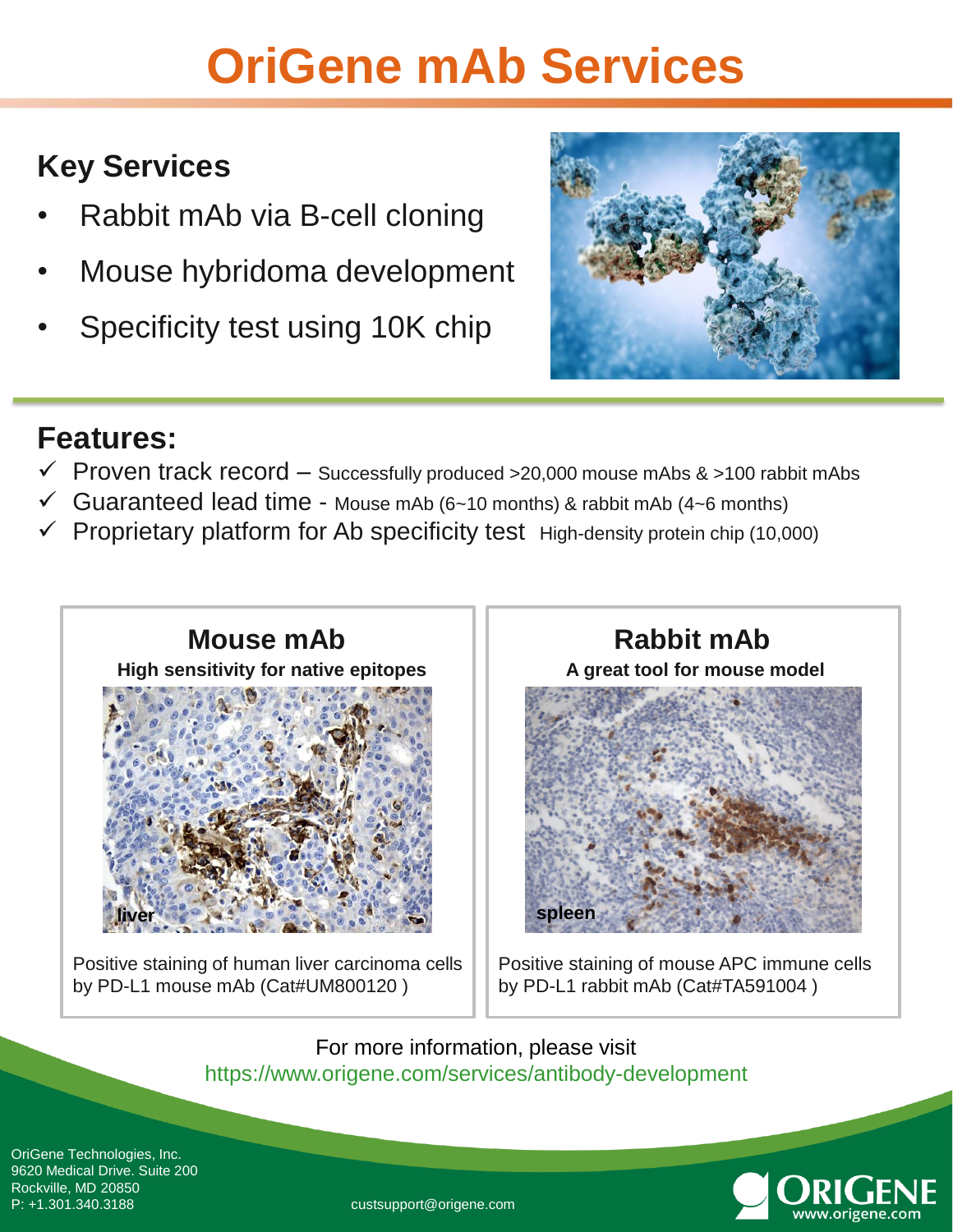# OriGene mAb Services

## Key Services

- Rabbit mAb via B-cell cloning
- Mouse hybridoma development
- Specificity test using 10K chip

## Features:

- ✓ Proven track record – Successfully produced >20,000 mouse mAbs & >100 rabbit mAbs
- ✓ Guaranteed lead time - Mouse mAb (6~10 months) & rabbit mAb (4~6 months)
- ✓ Proprietary platform for Ab specificity test High-density protein chip (10,000)

### Mouse mAb

**High sensitivity for native epitopes**

liver

Positive staining of human liver carcinoma cells by PD-L1 mouse mAb (Cat#UM800120 )

### Rabbit mAb

**A great tool for mouse model**

spleen

Positive staining of mouse APC immune cells by PD-L1 rabbit mAb (Cat#TA591004 )

For more information, please visit
https://www.origene.com/services/antibody-development

OriGene Technologies, Inc.
9620 Medical Drive. Suite 200
Rockville, MD 20850
P: +1.301.340.3188

custsupport@origene.com

ORIGENE
www.origene.com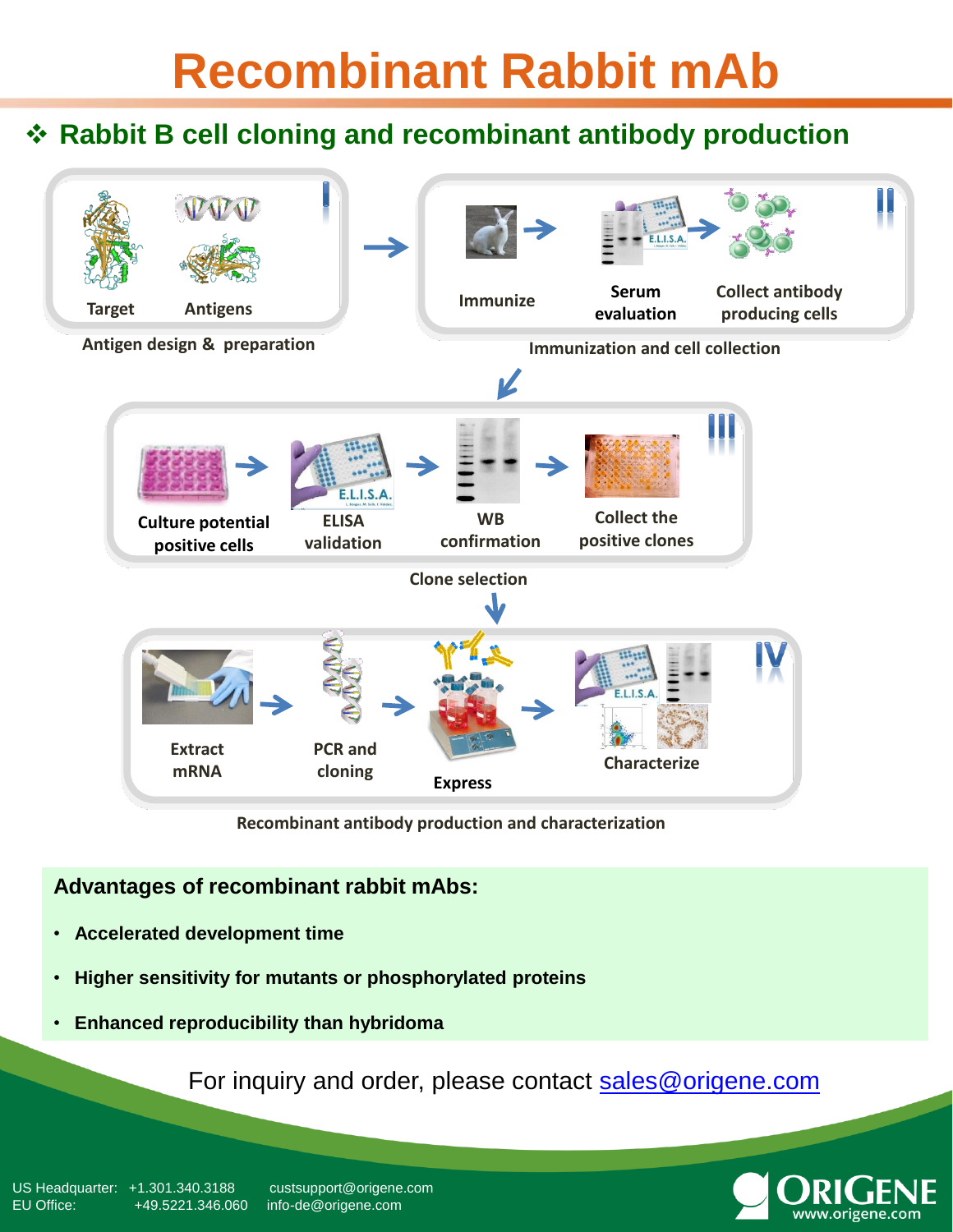# Recombinant Rabbit mAb

## ❖ Rabbit B cell cloning and recombinant antibody production

**I** — Antigen design & preparation

Target → Antigens

**II** — Immunization and cell collection

Immunize → Serum evaluation → Collect antibody producing cells

**III** — Clone selection

Culture potential positive cells → ELISA validation → WB confirmation → Collect the positive clones

**IV** — Recombinant antibody production and characterization

Extract mRNA → PCR and cloning → Express → Characterize

### Advantages of recombinant rabbit mAbs:

- **Accelerated development time**
- **Higher sensitivity for mutants or phosphorylated proteins**
- **Enhanced reproducibility than hybridoma**

For inquiry and order, please contact sales@origene.com

US Headquarter: +1.301.340.3188 custsupport@origene.com
EU Office: +49.5221.346.060 info-de@origene.com

ORIGENE www.origene.com